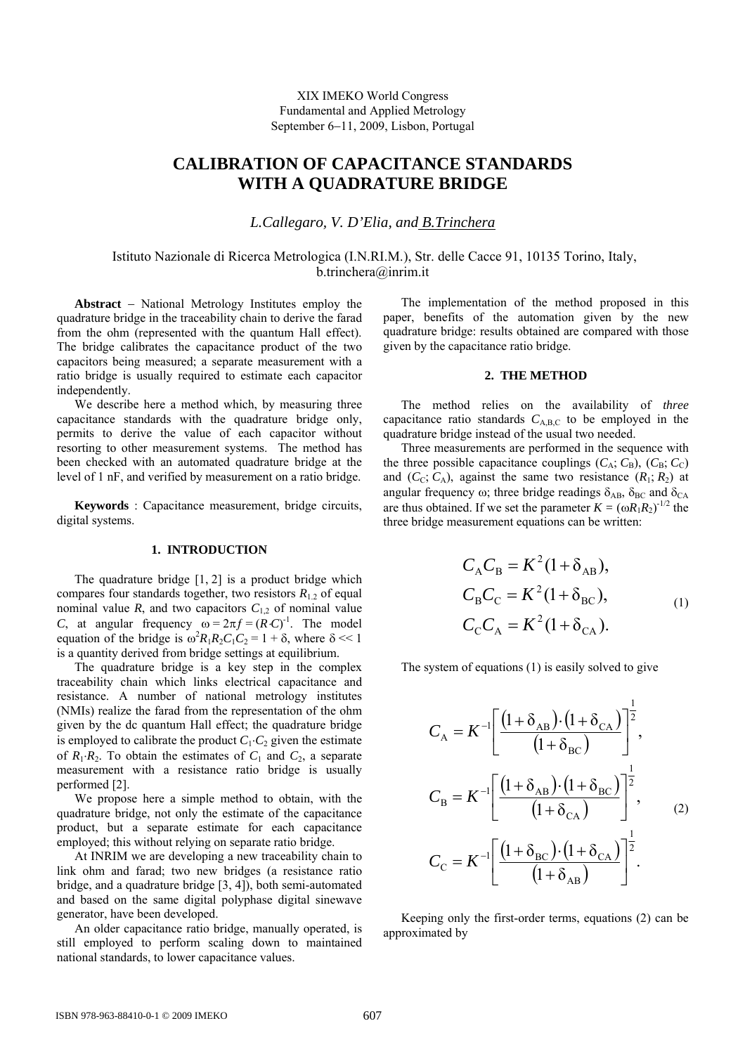XIX IMEKO World Congress
Fundamental and Applied Metrology
September 6−11, 2009, Lisbon, Portugal

# CALIBRATION OF CAPACITANCE STANDARDS WITH A QUADRATURE BRIDGE

*L.Callegaro, V. D'Elia, and B.Trinchera*

Istituto Nazionale di Ricerca Metrologica (I.N.RI.M.), Str. delle Cacce 91, 10135 Torino, Italy, b.trinchera@inrim.it

**Abstract** − National Metrology Institutes employ the quadrature bridge in the traceability chain to derive the farad from the ohm (represented with the quantum Hall effect). The bridge calibrates the capacitance product of the two capacitors being measured; a separate measurement with a ratio bridge is usually required to estimate each capacitor independently.

We describe here a method which, by measuring three capacitance standards with the quadrature bridge only, permits to derive the value of each capacitor without resorting to other measurement systems. The method has been checked with an automated quadrature bridge at the level of 1 nF, and verified by measurement on a ratio bridge.

**Keywords** : Capacitance measurement, bridge circuits, digital systems.

## 1. INTRODUCTION

The quadrature bridge [1, 2] is a product bridge which compares four standards together, two resistors $R_{1,2}$ of equal nominal value $R$, and two capacitors $C_{1,2}$ of nominal value $C$, at angular frequency $\omega = 2\pi f = (R{\cdot}C)^{-1}$. The model equation of the bridge is $\omega^2 R_1 R_2 C_1 C_2 = 1 + \delta$, where $\delta << 1$ is a quantity directly derived from bridge settings at equilibrium.

The quadrature bridge is a key step in the complex traceability chain which links electrical capacitance and resistance. A number of national metrology institutes (NMIs) realize the farad from the representation of the ohm given by the dc quantum Hall effect; the quadrature bridge is employed to calibrate the product $C_1{\cdot}C_2$ given the estimate of $R_1{\cdot}R_2$. To obtain the estimates of $C_1$ and $C_2$, a separate measurement with a resistance ratio bridge is usually performed [2].

We propose here a simple method to obtain, with the quadrature bridge, not only the estimate of the capacitance product, but a separate estimate for each capacitance employed; this without relying on separate ratio bridge.

At INRIM we are developing a new traceability chain to link ohm and farad; two new bridges (a resistance ratio bridge, and a quadrature bridge [3, 4]), both semi-automated and based on the same digital polyphase digital sinewave generator, have been developed.

An older capacitance ratio bridge, manually operated, is still employed to perform scaling down to maintained national standards, to lower capacitance values.

The implementation of the method proposed in this paper, benefits of the automation given by the new quadrature bridge: results obtained are compared with those given by the capacitance ratio bridge.

## 2. THE METHOD

The method relies on the availability of *three* capacitance ratio standards $C_{A,B,C}$ to be employed in the quadrature bridge instead of the usual two needed.

Three measurements are performed in the sequence with the three possible capacitance couplings ($C_A$; $C_B$), ($C_B$; $C_C$) and ($C_C$; $C_A$), against the same two resistance ($R_1$; $R_2$) at angular frequency ω; three bridge readings $\delta_{AB}$, $\delta_{BC}$ and $\delta_{CA}$ are thus obtained. If we set the parameter $K = (\omega R_1 R_2)^{-1/2}$ the three bridge measurement equations can be written:

$$
\begin{aligned}
C_A C_B &= K^2(1+\delta_{AB}),\\
C_B C_C &= K^2(1+\delta_{BC}),\\
C_C C_A &= K^2(1+\delta_{CA}).
\end{aligned} \tag{1}
$$

The system of equations (1) is easily solved to give

$$
\begin{aligned}
C_A &= K^{-1}\left[\frac{(1+\delta_{AB})\cdot(1+\delta_{CA})}{(1+\delta_{BC})}\right]^{\frac{1}{2}},\\
C_B &= K^{-1}\left[\frac{(1+\delta_{AB})\cdot(1+\delta_{BC})}{(1+\delta_{CA})}\right]^{\frac{1}{2}},\\
C_C &= K^{-1}\left[\frac{(1+\delta_{BC})\cdot(1+\delta_{CA})}{(1+\delta_{AB})}\right]^{\frac{1}{2}}.
\end{aligned} \tag{2}
$$

Keeping only the first-order terms, equations (2) can be approximated by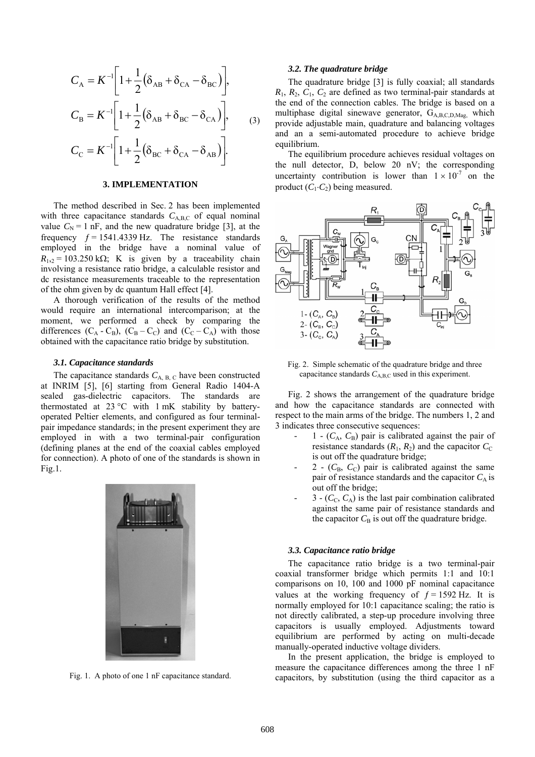$$
\begin{aligned}
C_{\mathrm{A}} &= K^{-1}\left[1+\frac{1}{2}\left(\delta_{\mathrm{AB}}+\delta_{\mathrm{CA}}-\delta_{\mathrm{BC}}\right)\right], \\
C_{\mathrm{B}} &= K^{-1}\left[1+\frac{1}{2}\left(\delta_{\mathrm{AB}}+\delta_{\mathrm{BC}}-\delta_{\mathrm{CA}}\right)\right], \\
C_{\mathrm{C}} &= K^{-1}\left[1+\frac{1}{2}\left(\delta_{\mathrm{BC}}+\delta_{\mathrm{CA}}-\delta_{\mathrm{AB}}\right)\right].
\end{aligned}
\tag{3}
$$

## 3. IMPLEMENTATION

The method described in Sec. 2 has been implemented with three capacitance standards $C_{\mathrm{A,B,C}}$ of equal nominal value $C_{\mathrm{N}} = 1$ nF, and the new quadrature bridge [3], at the frequency $f = 1541.4339$ Hz. The resistance standards employed in the bridge have a nominal value of $R_{1,2} = 103.250$ kΩ; K is given by a traceability chain involving a resistance ratio bridge, a calculable resistor and dc resistance measurements traceable to the representation of the ohm given by dc quantum Hall effect [4].

A thorough verification of the results of the method would require an international intercomparison; at the moment, we performed a check by comparing the differences $(C_{\mathrm{A}} - C_{\mathrm{B}})$, $(C_{\mathrm{B}} - C_{\mathrm{C}})$ and $(C_{\mathrm{C}} - C_{\mathrm{A}})$ with those obtained with the capacitance ratio bridge by substitution.

### *3.1. Capacitance standards*

The capacitance standards $C_{\mathrm{A,\,B,\,C}}$ have been constructed at INRIM [5], [6] starting from General Radio 1404-A sealed gas-dielectric capacitors. The standards are thermostated at 23 °C with 1 mK stability by battery-operated Peltier elements, and configured as four terminal-pair impedance standards; in the present experiment they are employed in with a two terminal-pair configuration (defining planes at the end of the coaxial cables employed for connection). A photo of one of the standards is shown in Fig.1.

Fig. 1. A photo of one 1 nF capacitance standard.

### *3.2. The quadrature bridge*

The quadrature bridge [3] is fully coaxial; all standards $R_1$, $R_2$, $C_1$, $C_2$ are defined as two terminal-pair standards at the end of the connection cables. The bridge is based on a multiphase digital sinewave generator, $G_{\mathrm{A,B,C,D,Mag}}$, which provide adjustable main, quadrature and balancing voltages and an a semi-automated procedure to achieve bridge equilibrium.

The equilibrium procedure achieves residual voltages on the null detector, D, below 20 nV; the corresponding uncertainty contribution is lower than $1 \times 10^{-7}$ on the product $(C_1{\cdot}C_2)$ being measured.

Fig. 2. Simple schematic of the quadrature bridge and three capacitance standards $C_{\mathrm{A,B,C}}$ used in this experiment.

Fig. 2 shows the arrangement of the quadrature bridge and how the capacitance standards are connected with respect to the main arms of the bridge. The numbers 1, 2 and 3 indicates three consecutive sequences:

- 1 - $(C_{\mathrm{A}}, C_{\mathrm{B}})$ pair is calibrated against the pair of resistance standards $(R_1, R_2)$ and the capacitor $C_{\mathrm{C}}$ is out of the quadrature bridge;
- 2 - $(C_{\mathrm{B}}, C_{\mathrm{C}})$ pair is calibrated against the same pair of resistance standards and the capacitor $C_{\mathrm{A}}$ is out off the bridge;
- 3 - $(C_{\mathrm{C}}, C_{\mathrm{A}})$ is the last pair combination calibrated against the same pair of resistance standards and the capacitor $C_{\mathrm{B}}$ is out off the quadrature bridge.

### *3.3. Capacitance ratio bridge*

The capacitance ratio bridge is a two terminal-pair coaxial transformer bridge which permits 1:1 and 10:1 comparisons on 10, 100 and 1000 pF nominal capacitance values at the working frequency of $f = 1592$ Hz. It is normally employed for 10:1 capacitance scaling; the ratio is not directly calibrated, a step-up procedure involving three capacitors is usually employed. Adjustments toward equilibrium are performed by acting on multi-decade manually-operated inductive voltage dividers.

In the present application, the bridge is employed to measure the capacitance differences among the three 1 nF capacitors, by substitution (using the third capacitor as a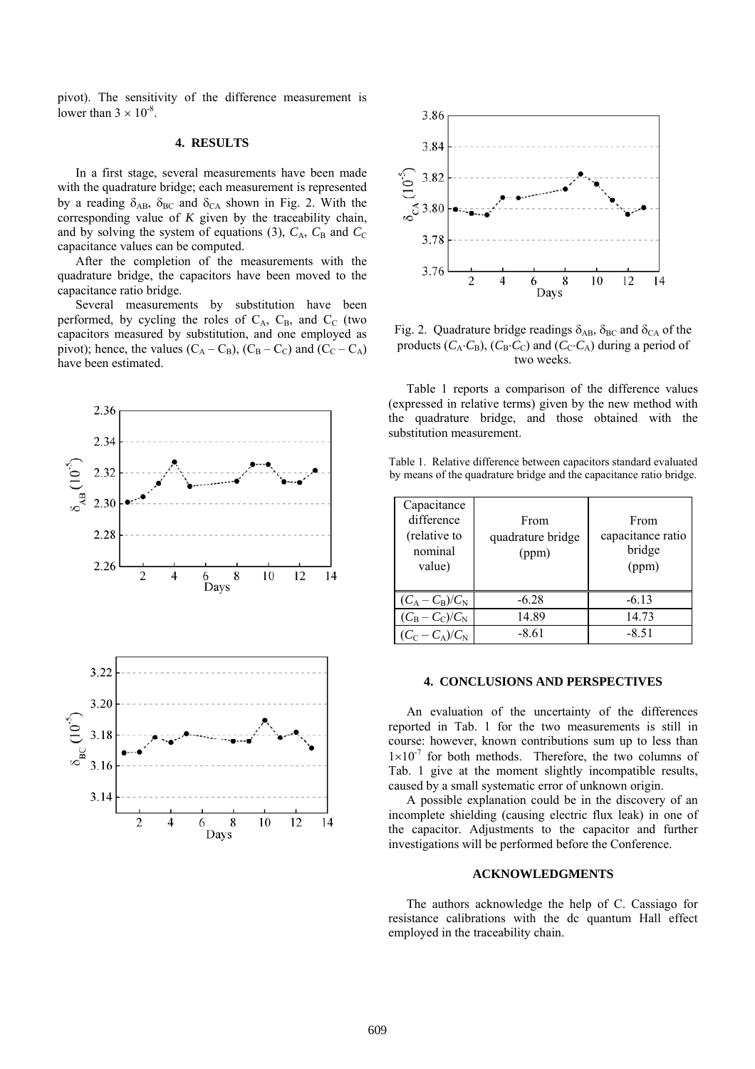pivot). The sensitivity of the difference measurement is lower than $3 \times 10^{-8}$.

## 4. RESULTS

In a first stage, several measurements have been made with the quadrature bridge; each measurement is represented by a reading $\delta_{AB}$, $\delta_{BC}$ and $\delta_{CA}$ shown in Fig. 2. With the corresponding value of $K$ given by the traceability chain, and by solving the system of equations (3), $C_A$, $C_B$ and $C_C$ capacitance values can be computed.

After the completion of the measurements with the quadrature bridge, the capacitors have been moved to the capacitance ratio bridge.

Several measurements by substitution have been performed, by cycling the roles of $C_A$, $C_B$, and $C_C$ (two capacitors measured by substitution, and one employed as pivot); hence, the values ($C_A - C_B$), ($C_B - C_C$) and ($C_C - C_A$) have been estimated.

Fig. 2. Quadrature bridge readings $\delta_{AB}$, $\delta_{BC}$ and $\delta_{CA}$ of the products ($C_A \cdot C_B$), ($C_B \cdot C_C$) and ($C_C \cdot C_A$) during a period of two weeks.

Table 1 reports a comparison of the difference values (expressed in relative terms) given by the new method with the quadrature bridge, and those obtained with the substitution measurement.

Table 1. Relative difference between capacitors standard evaluated by means of the quadrature bridge and the capacitance ratio bridge.

| Capacitance difference (relative to nominal value) | From quadrature bridge (ppm) | From capacitance ratio bridge (ppm) |
|---|---|---|
| $(C_A - C_B)/C_N$ | -6.28 | -6.13 |
| $(C_B - C_C)/C_N$ | 14.89 | 14.73 |
| $(C_C - C_A)/C_N$ | -8.61 | -8.51 |

## 4. CONCLUSIONS AND PERSPECTIVES

An evaluation of the uncertainty of the differences reported in Tab. 1 for the two measurements is still in course: however, known contributions sum up to less than $1 \times 10^{-7}$ for both methods. Therefore, the two columns of Tab. 1 give at the moment slightly incompatible results, caused by a small systematic error of unknown origin.

A possible explanation could be in the discovery of an incomplete shielding (causing electric flux leak) in one of the capacitor. Adjustments to the capacitor and further investigations will be performed before the Conference.

## ACKNOWLEDGMENTS

The authors acknowledge the help of C. Cassiago for resistance calibrations with the dc quantum Hall effect employed in the traceability chain.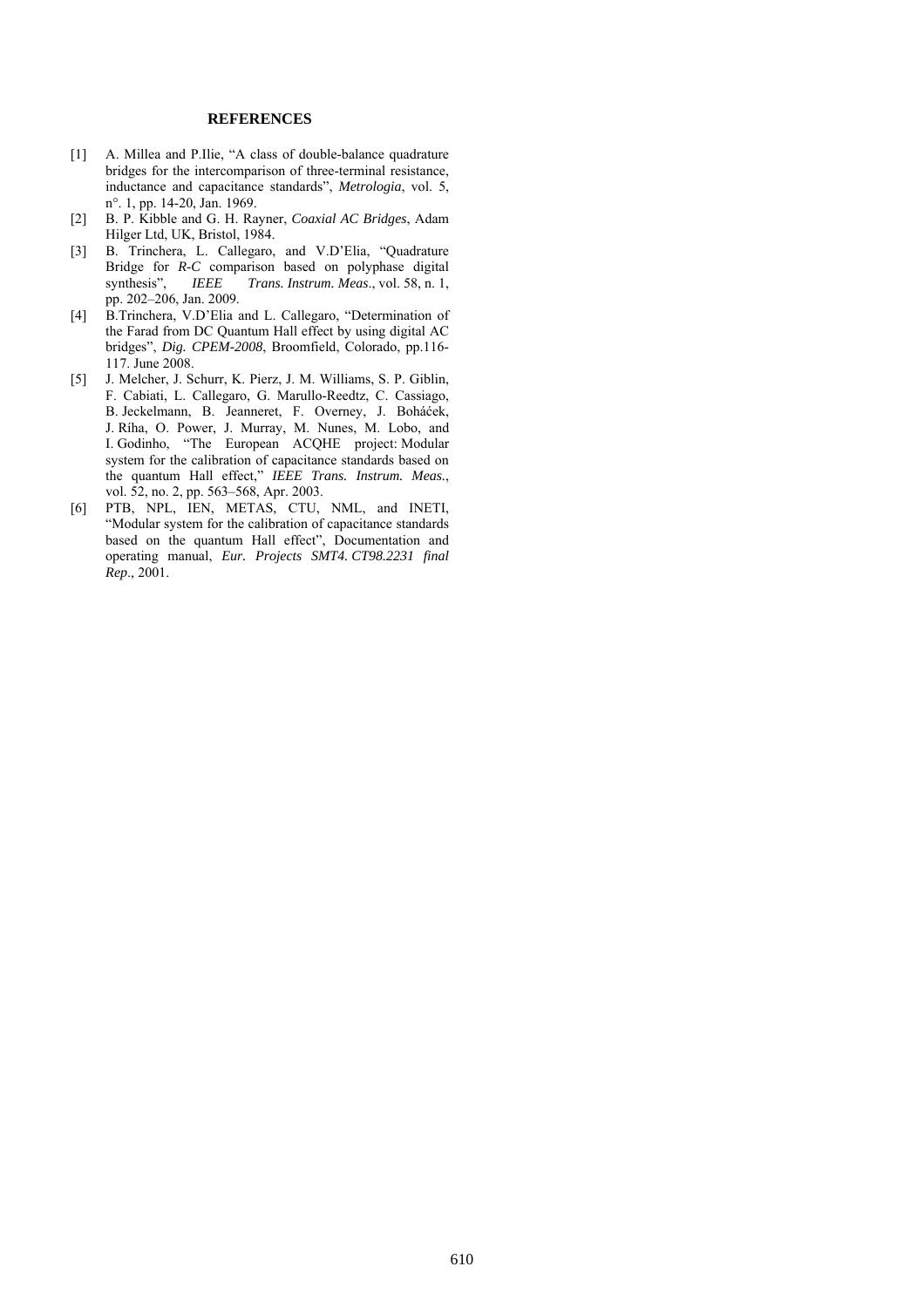## REFERENCES

[1] A. Millea and P.Ilie, "A class of double-balance quadrature bridges for the intercomparison of three-terminal resistance, inductance and capacitance standards", *Metrologia*, vol. 5, n°. 1, pp. 14-20, Jan. 1969.

[2] B. P. Kibble and G. H. Rayner, *Coaxial AC Bridges*, Adam Hilger Ltd, UK, Bristol, 1984.

[3] B. Trinchera, L. Callegaro, and V.D'Elia, "Quadrature Bridge for *R-C* comparison based on polyphase digital synthesis", *IEEE Trans. Instrum. Meas*., vol. 58, n. 1, pp. 202–206, Jan. 2009.

[4] B.Trinchera, V.D'Elia and L. Callegaro, "Determination of the Farad from DC Quantum Hall effect by using digital AC bridges", *Dig. CPEM-2008*, Broomfield, Colorado, pp.116-117. June 2008.

[5] J. Melcher, J. Schurr, K. Pierz, J. M. Williams, S. P. Giblin, F. Cabiati, L. Callegaro, G. Marullo-Reedtz, C. Cassiago, B. Jeckelmann, B. Jeanneret, F. Overney, J. Boháćek, J. Ríha, O. Power, J. Murray, M. Nunes, M. Lobo, and I. Godinho, "The European ACQHE project: Modular system for the calibration of capacitance standards based on the quantum Hall effect," *IEEE Trans. Instrum. Meas.*, vol. 52, no. 2, pp. 563–568, Apr. 2003.

[6] PTB, NPL, IEN, METAS, CTU, NML, and INETI, "Modular system for the calibration of capacitance standards based on the quantum Hall effect", Documentation and operating manual, *Eur. Projects SMT4. CT98.2231 final Rep*., 2001.